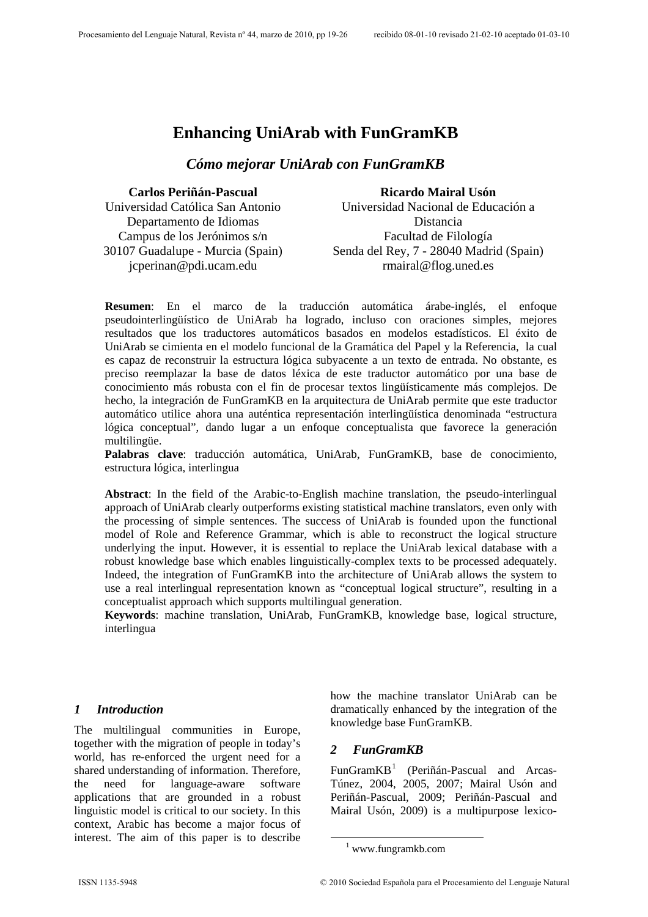# Enhancing UniArab with FunGramKB

## *Cómo mejorar UniArab con FunGramKB*

**Carlos Periñán-Pascual**
Universidad Católica San Antonio
Departamento de Idiomas
Campus de los Jerónimos s/n
30107 Guadalupe - Murcia (Spain)
jcperinan@pdi.ucam.edu

**Ricardo Mairal Usón**
Universidad Nacional de Educación a Distancia
Facultad de Filología
Senda del Rey, 7 - 28040 Madrid (Spain)
rmairal@flog.uned.es

**Resumen**: En el marco de la traducción automática árabe-inglés, el enfoque pseudointerlingüístico de UniArab ha logrado, incluso con oraciones simples, mejores resultados que los traductores automáticos basados en modelos estadísticos. El éxito de UniArab se cimienta en el modelo funcional de la Gramática del Papel y la Referencia, la cual es capaz de reconstruir la estructura lógica subyacente a un texto de entrada. No obstante, es preciso reemplazar la base de datos léxica de este traductor automático por una base de conocimiento más robusta con el fin de procesar textos lingüísticamente más complejos. De hecho, la integración de FunGramKB en la arquitectura de UniArab permite que este traductor automático utilice ahora una auténtica representación interlingüística denominada "estructura lógica conceptual", dando lugar a un enfoque conceptualista que favorece la generación multilingüe.
**Palabras clave**: traducción automática, UniArab, FunGramKB, base de conocimiento, estructura lógica, interlingua

**Abstract**: In the field of the Arabic-to-English machine translation, the pseudo-interlingual approach of UniArab clearly outperforms existing statistical machine translators, even only with the processing of simple sentences. The success of UniArab is founded upon the functional model of Role and Reference Grammar, which is able to reconstruct the logical structure underlying the input. However, it is essential to replace the UniArab lexical database with a robust knowledge base which enables linguistically-complex texts to be processed adequately. Indeed, the integration of FunGramKB into the architecture of UniArab allows the system to use a real interlingual representation known as "conceptual logical structure", resulting in a conceptualist approach which supports multilingual generation.
**Keywords**: machine translation, UniArab, FunGramKB, knowledge base, logical structure, interlingua

## *1 Introduction*

The multilingual communities in Europe, together with the migration of people in today's world, has re-enforced the urgent need for a shared understanding of information. Therefore, the need for language-aware software applications that are grounded in a robust linguistic model is critical to our society. In this context, Arabic has become a major focus of interest. The aim of this paper is to describe how the machine translator UniArab can be dramatically enhanced by the integration of the knowledge base FunGramKB.

## *2 FunGramKB*

FunGramKB[1] (Periñán-Pascual and Arcas-Túnez, 2004, 2005, 2007; Mairal Usón and Periñán-Pascual, 2009; Periñán-Pascual and Mairal Usón, 2009) is a multipurpose lexico-

[1] www.fungramkb.com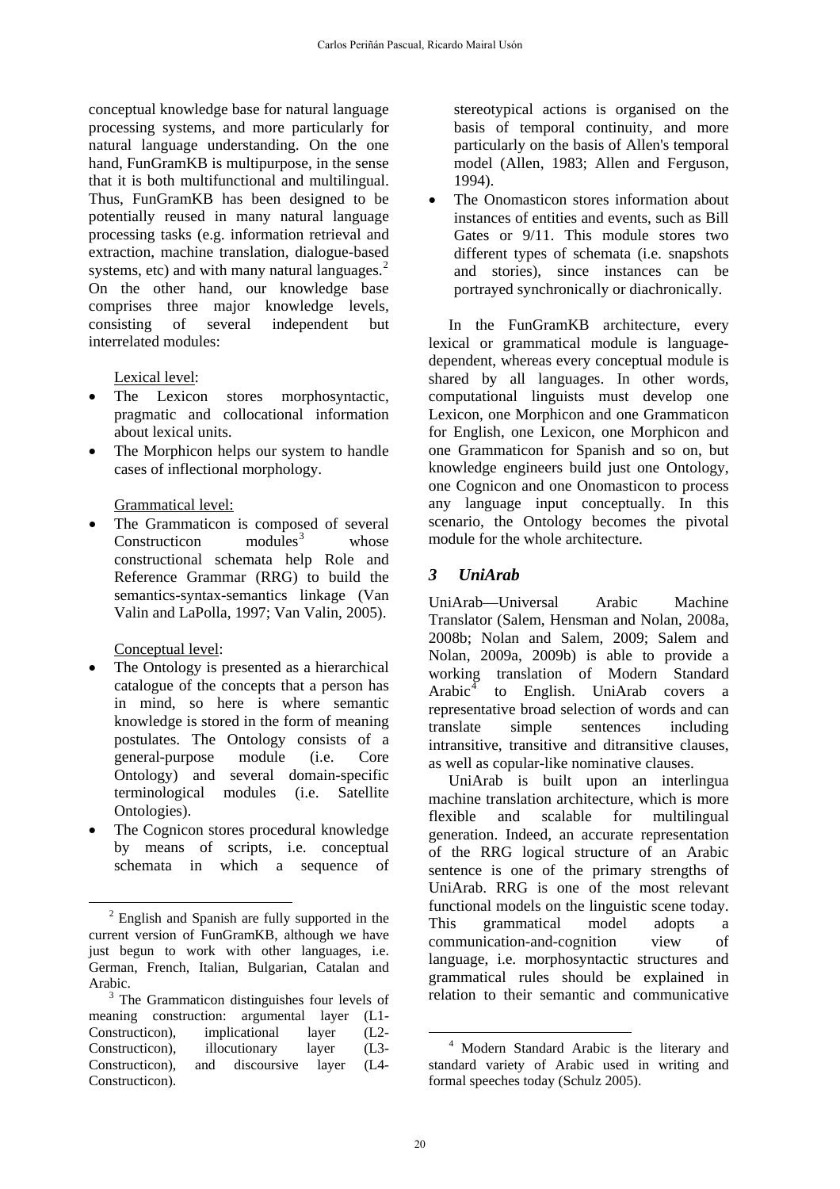conceptual knowledge base for natural language processing systems, and more particularly for natural language understanding. On the one hand, FunGramKB is multipurpose, in the sense that it is both multifunctional and multilingual. Thus, FunGramKB has been designed to be potentially reused in many natural language processing tasks (e.g. information retrieval and extraction, machine translation, dialogue-based systems, etc) and with many natural languages.[2] On the other hand, our knowledge base comprises three major knowledge levels, consisting of several independent but interrelated modules:

Lexical level:

- The Lexicon stores morphosyntactic, pragmatic and collocational information about lexical units.
- The Morphicon helps our system to handle cases of inflectional morphology.

Grammatical level:

- The Grammaticon is composed of several Constructicon modules[3] whose constructional schemata help Role and Reference Grammar (RRG) to build the semantics-syntax-semantics linkage (Van Valin and LaPolla, 1997; Van Valin, 2005).

Conceptual level:

- The Ontology is presented as a hierarchical catalogue of the concepts that a person has in mind, so here is where semantic knowledge is stored in the form of meaning postulates. The Ontology consists of a general-purpose module (i.e. Core Ontology) and several domain-specific terminological modules (i.e. Satellite Ontologies).
- The Cognicon stores procedural knowledge by means of scripts, i.e. conceptual schemata in which a sequence of stereotypical actions is organised on the basis of temporal continuity, and more particularly on the basis of Allen's temporal model (Allen, 1983; Allen and Ferguson, 1994).
- The Onomasticon stores information about instances of entities and events, such as Bill Gates or 9/11. This module stores two different types of schemata (i.e. snapshots and stories), since instances can be portrayed synchronically or diachronically.

In the FunGramKB architecture, every lexical or grammatical module is language-dependent, whereas every conceptual module is shared by all languages. In other words, computational linguists must develop one Lexicon, one Morphicon and one Grammaticon for English, one Lexicon, one Morphicon and one Grammaticon for Spanish and so on, but knowledge engineers build just one Ontology, one Cognicon and one Onomasticon to process any language input conceptually. In this scenario, the Ontology becomes the pivotal module for the whole architecture.

## *3 UniArab*

UniArab—Universal Arabic Machine Translator (Salem, Hensman and Nolan, 2008a, 2008b; Nolan and Salem, 2009; Salem and Nolan, 2009a, 2009b) is able to provide a working translation of Modern Standard Arabic[4] to English. UniArab covers a representative broad selection of words and can translate simple sentences including intransitive, transitive and ditransitive clauses, as well as copular-like nominative clauses.

UniArab is built upon an interlingua machine translation architecture, which is more flexible and scalable for multilingual generation. Indeed, an accurate representation of the RRG logical structure of an Arabic sentence is one of the primary strengths of UniArab. RRG is one of the most relevant functional models on the linguistic scene today. This grammatical model adopts a communication-and-cognition view of language, i.e. morphosyntactic structures and grammatical rules should be explained in relation to their semantic and communicative

---

[2] English and Spanish are fully supported in the current version of FunGramKB, although we have just begun to work with other languages, i.e. German, French, Italian, Bulgarian, Catalan and Arabic.

[3] The Grammaticon distinguishes four levels of meaning construction: argumental layer (L1-Constructicon), implicational layer (L2-Constructicon), illocutionary layer (L3-Constructicon), and discoursive layer (L4-Constructicon).

[4] Modern Standard Arabic is the literary and standard variety of Arabic used in writing and formal speeches today (Schulz 2005).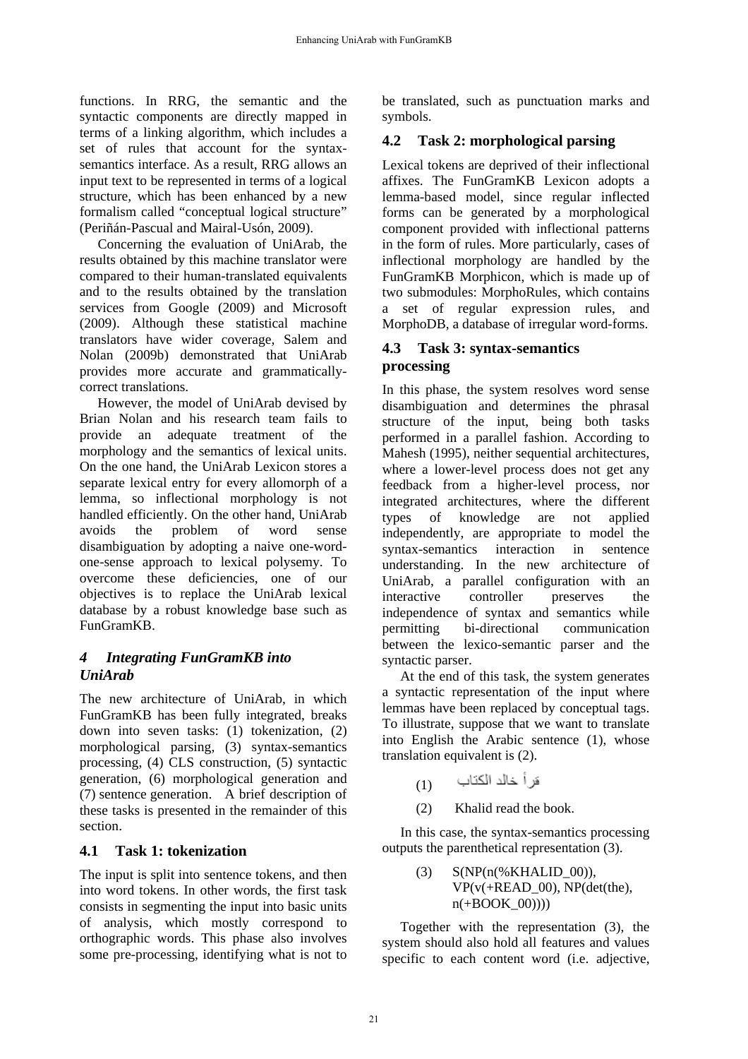functions. In RRG, the semantic and the syntactic components are directly mapped in terms of a linking algorithm, which includes a set of rules that account for the syntax-semantics interface. As a result, RRG allows an input text to be represented in terms of a logical structure, which has been enhanced by a new formalism called "conceptual logical structure" (Periñán-Pascual and Mairal-Usón, 2009).

Concerning the evaluation of UniArab, the results obtained by this machine translator were compared to their human-translated equivalents and to the results obtained by the translation services from Google (2009) and Microsoft (2009). Although these statistical machine translators have wider coverage, Salem and Nolan (2009b) demonstrated that UniArab provides more accurate and grammatically-correct translations.

However, the model of UniArab devised by Brian Nolan and his research team fails to provide an adequate treatment of the morphology and the semantics of lexical units. On the one hand, the UniArab Lexicon stores a separate lexical entry for every allomorph of a lemma, so inflectional morphology is not handled efficiently. On the other hand, UniArab avoids the problem of word sense disambiguation by adopting a naive one-word-one-sense approach to lexical polysemy. To overcome these deficiencies, one of our objectives is to replace the UniArab lexical database by a robust knowledge base such as FunGramKB.

## *4 Integrating FunGramKB into UniArab*

The new architecture of UniArab, in which FunGramKB has been fully integrated, breaks down into seven tasks: (1) tokenization, (2) morphological parsing, (3) syntax-semantics processing, (4) CLS construction, (5) syntactic generation, (6) morphological generation and (7) sentence generation. A brief description of these tasks is presented in the remainder of this section.

### 4.1 Task 1: tokenization

The input is split into sentence tokens, and then into word tokens. In other words, the first task consists in segmenting the input into basic units of analysis, which mostly correspond to orthographic words. This phase also involves some pre-processing, identifying what is not to be translated, such as punctuation marks and symbols.

### 4.2 Task 2: morphological parsing

Lexical tokens are deprived of their inflectional affixes. The FunGramKB Lexicon adopts a lemma-based model, since regular inflected forms can be generated by a morphological component provided with inflectional patterns in the form of rules. More particularly, cases of inflectional morphology are handled by the FunGramKB Morphicon, which is made up of two submodules: MorphoRules, which contains a set of regular expression rules, and MorphoDB, a database of irregular word-forms.

### 4.3 Task 3: syntax-semantics processing

In this phase, the system resolves word sense disambiguation and determines the phrasal structure of the input, being both tasks performed in a parallel fashion. According to Mahesh (1995), neither sequential architectures, where a lower-level process does not get any feedback from a higher-level process, nor integrated architectures, where the different types of knowledge are not applied independently, are appropriate to model the syntax-semantics interaction in sentence understanding. In the new architecture of UniArab, a parallel configuration with an interactive controller preserves the independence of syntax and semantics while permitting bi-directional communication between the lexico-semantic parser and the syntactic parser.

At the end of this task, the system generates a syntactic representation of the input where lemmas have been replaced by conceptual tags. To illustrate, suppose that we want to translate into English the Arabic sentence (1), whose translation equivalent is (2).

(1) قرأ خالد الكتاب

(2) Khalid read the book.

In this case, the syntax-semantics processing outputs the parenthetical representation (3).

(3) S(NP(n(%KHALID_00)), VP(v(+READ_00), NP(det(the), n(+BOOK_00))))

Together with the representation (3), the system should also hold all features and values specific to each content word (i.e. adjective,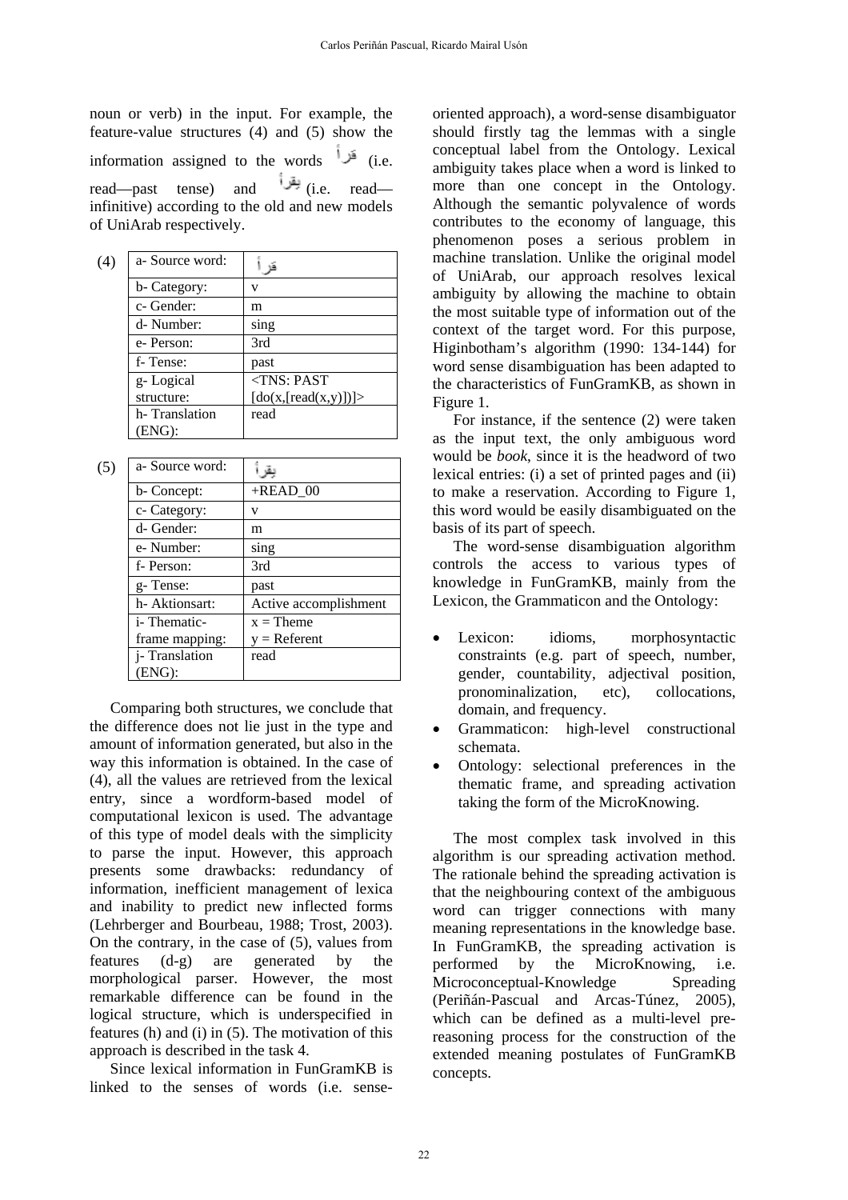noun or verb) in the input. For example, the feature-value structures (4) and (5) show the information assigned to the words قرأ (i.e. read—past tense) and يقرأ (i.e. read—infinitive) according to the old and new models of UniArab respectively.

(4)

| a- Source word: | قرأ |
|---|---|
| b- Category: | v |
| c- Gender: | m |
| d- Number: | sing |
| e- Person: | 3rd |
| f- Tense: | past |
| g- Logical structure: | <TNS: PAST [do(x,[read(x,y)])]> |
| h- Translation (ENG): | read |

(5)

| a- Source word: | يقرأ |
|---|---|
| b- Concept: | +READ_00 |
| c- Category: | v |
| d- Gender: | m |
| e- Number: | sing |
| f- Person: | 3rd |
| g- Tense: | past |
| h- Aktionsart: | Active accomplishment |
| i- Thematic-frame mapping: | x = Theme<br>y = Referent |
| j- Translation (ENG): | read |

Comparing both structures, we conclude that the difference does not lie just in the type and amount of information generated, but also in the way this information is obtained. In the case of (4), all the values are retrieved from the lexical entry, since a wordform-based model of computational lexicon is used. The advantage of this type of model deals with the simplicity to parse the input. However, this approach presents some drawbacks: redundancy of information, inefficient management of lexica and inability to predict new inflected forms (Lehrberger and Bourbeau, 1988; Trost, 2003). On the contrary, in the case of (5), values from features (d-g) are generated by the morphological parser. However, the most remarkable difference can be found in the logical structure, which is underspecified in features (h) and (i) in (5). The motivation of this approach is described in the task 4.

Since lexical information in FunGramKB is linked to the senses of words (i.e. sense-oriented approach), a word-sense disambiguator should firstly tag the lemmas with a single conceptual label from the Ontology. Lexical ambiguity takes place when a word is linked to more than one concept in the Ontology. Although the semantic polyvalence of words contributes to the economy of language, this phenomenon poses a serious problem in machine translation. Unlike the original model of UniArab, our approach resolves lexical ambiguity by allowing the machine to obtain the most suitable type of information out of the context of the target word. For this purpose, Higinbotham's algorithm (1990: 134-144) for word sense disambiguation has been adapted to the characteristics of FunGramKB, as shown in Figure 1.

For instance, if the sentence (2) were taken as the input text, the only ambiguous word would be *book*, since it is the headword of two lexical entries: (i) a set of printed pages and (ii) to make a reservation. According to Figure 1, this word would be easily disambiguated on the basis of its part of speech.

The word-sense disambiguation algorithm controls the access to various types of knowledge in FunGramKB, mainly from the Lexicon, the Grammaticon and the Ontology:

- Lexicon: idioms, morphosyntactic constraints (e.g. part of speech, number, gender, countability, adjectival position, pronominalization, etc), collocations, domain, and frequency.
- Grammaticon: high-level constructional schemata.
- Ontology: selectional preferences in the thematic frame, and spreading activation taking the form of the MicroKnowing.

The most complex task involved in this algorithm is our spreading activation method. The rationale behind the spreading activation is that the neighbouring context of the ambiguous word can trigger connections with many meaning representations in the knowledge base. In FunGramKB, the spreading activation is performed by the MicroKnowing, i.e. Microconceptual-Knowledge Spreading (Periñán-Pascual and Arcas-Túnez, 2005), which can be defined as a multi-level pre-reasoning process for the construction of the extended meaning postulates of FunGramKB concepts.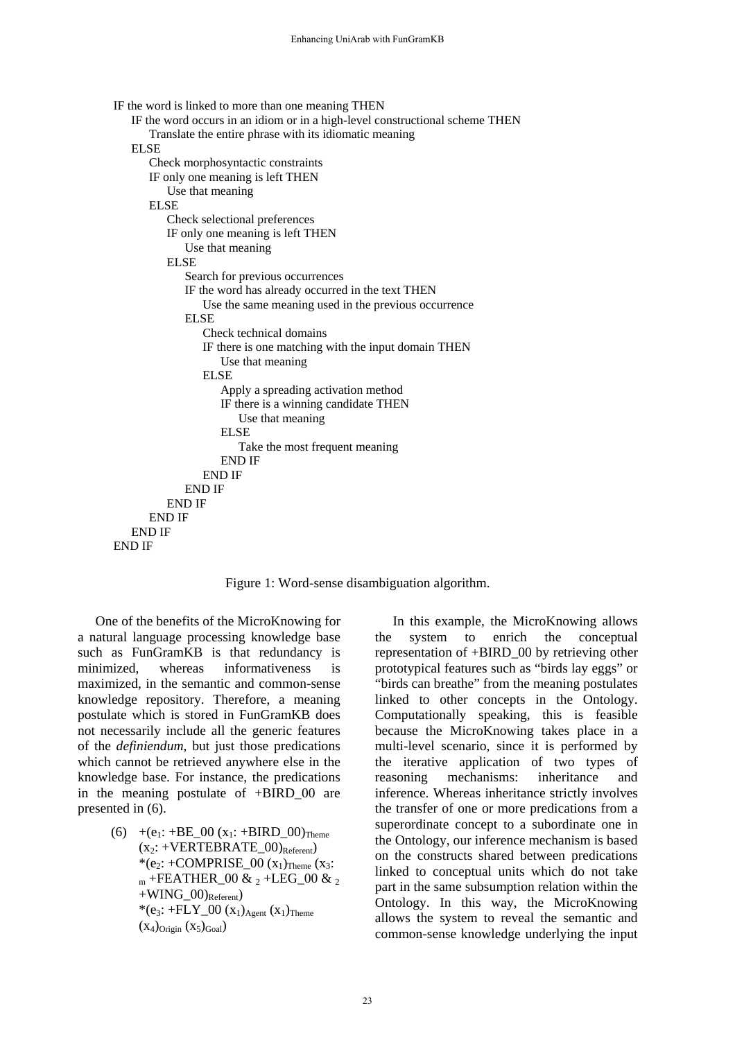```
IF the word is linked to more than one meaning THEN
    IF the word occurs in an idiom or in a high-level constructional scheme THEN
        Translate the entire phrase with its idiomatic meaning
    ELSE
        Check morphosyntactic constraints
        IF only one meaning is left THEN
            Use that meaning
        ELSE
            Check selectional preferences
            IF only one meaning is left THEN
                Use that meaning
            ELSE
                Search for previous occurrences
                IF the word has already occurred in the text THEN
                    Use the same meaning used in the previous occurrence
                ELSE
                    Check technical domains
                    IF there is one matching with the input domain THEN
                        Use that meaning
                    ELSE
                        Apply a spreading activation method
                        IF there is a winning candidate THEN
                            Use that meaning
                        ELSE
                            Take the most frequent meaning
                        END IF
                    END IF
                END IF
            END IF
        END IF
    END IF
END IF
```

Figure 1: Word-sense disambiguation algorithm.

One of the benefits of the MicroKnowing for a natural language processing knowledge base such as FunGramKB is that redundancy is minimized, whereas informativeness is maximized, in the semantic and common-sense knowledge repository. Therefore, a meaning postulate which is stored in FunGramKB does not necessarily include all the generic features of the *definiendum*, but just those predications which cannot be retrieved anywhere else in the knowledge base. For instance, the predications in the meaning postulate of +BIRD_00 are presented in (6).

(6) $+(e_1$: +BE_00 $(x_1$: +BIRD_00$)_{Theme}$ $(x_2$: +VERTEBRATE_00$)_{Referent})$
$*(e_2$: +COMPRISE_00 $(x_1)_{Theme}$ $(x_3$: $_m$ +FEATHER_00 & $_2$ +LEG_00 & $_2$ +WING_00$)_{Referent})$
$*(e_3$: +FLY_00 $(x_1)_{Agent}$ $(x_1)_{Theme}$ $(x_4)_{Origin}$ $(x_5)_{Goal})$

In this example, the MicroKnowing allows the system to enrich the conceptual representation of +BIRD_00 by retrieving other prototypical features such as "birds lay eggs" or "birds can breathe" from the meaning postulates linked to other concepts in the Ontology. Computationally speaking, this is feasible because the MicroKnowing takes place in a multi-level scenario, since it is performed by the iterative application of two types of reasoning mechanisms: inheritance and inference. Whereas inheritance strictly involves the transfer of one or more predications from a superordinate concept to a subordinate one in the Ontology, our inference mechanism is based on the constructs shared between predications linked to conceptual units which do not take part in the same subsumption relation within the Ontology. In this way, the MicroKnowing allows the system to reveal the semantic and common-sense knowledge underlying the input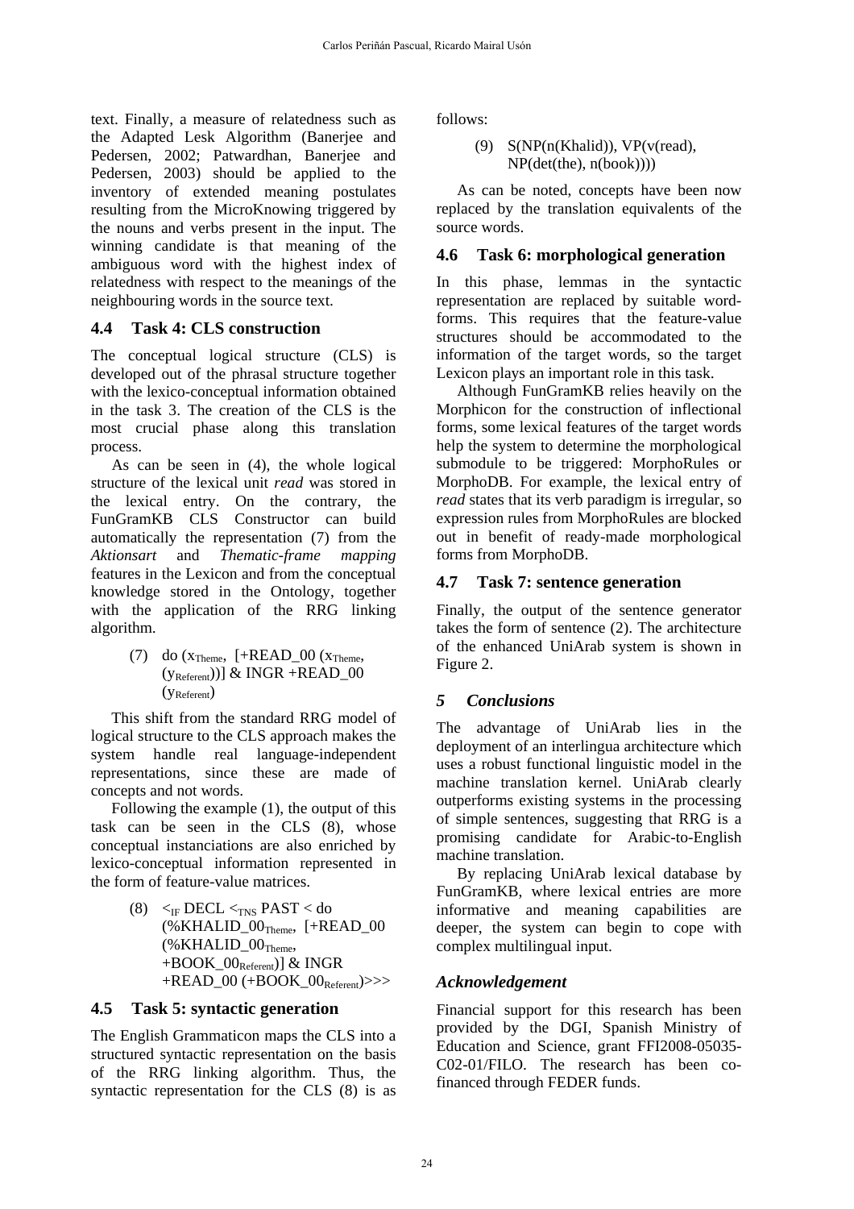text. Finally, a measure of relatedness such as the Adapted Lesk Algorithm (Banerjee and Pedersen, 2002; Patwardhan, Banerjee and Pedersen, 2003) should be applied to the inventory of extended meaning postulates resulting from the MicroKnowing triggered by the nouns and verbs present in the input. The winning candidate is that meaning of the ambiguous word with the highest index of relatedness with respect to the meanings of the neighbouring words in the source text.

## 4.4 Task 4: CLS construction

The conceptual logical structure (CLS) is developed out of the phrasal structure together with the lexico-conceptual information obtained in the task 3. The creation of the CLS is the most crucial phase along this translation process.

As can be seen in (4), the whole logical structure of the lexical unit *read* was stored in the lexical entry. On the contrary, the FunGramKB CLS Constructor can build automatically the representation (7) from the *Aktionsart* and *Thematic-frame mapping* features in the Lexicon and from the conceptual knowledge stored in the Ontology, together with the application of the RRG linking algorithm.

(7) do ($x_{Theme}$, [+READ_00 ($x_{Theme}$, ($y_{Referent}$))] & INGR +READ_00 ($y_{Referent}$)

This shift from the standard RRG model of logical structure to the CLS approach makes the system handle real language-independent representations, since these are made of concepts and not words.

Following the example (1), the output of this task can be seen in the CLS (8), whose conceptual instanciations are also enriched by lexico-conceptual information represented in the form of feature-value matrices.

(8) $<_{IF}$ DECL $<_{TNS}$ PAST < do (%KHALID_00$_{Theme}$, [+READ_00 (%KHALID_00$_{Theme}$, +BOOK_00$_{Referent}$)] & INGR +READ_00 (+BOOK_00$_{Referent}$)>>>

## 4.5 Task 5: syntactic generation

The English Grammaticon maps the CLS into a structured syntactic representation on the basis of the RRG linking algorithm. Thus, the syntactic representation for the CLS (8) is as follows:

(9) S(NP(n(Khalid)), VP(v(read), NP(det(the), n(book))))

As can be noted, concepts have been now replaced by the translation equivalents of the source words.

## 4.6 Task 6: morphological generation

In this phase, lemmas in the syntactic representation are replaced by suitable word-forms. This requires that the feature-value structures should be accommodated to the information of the target words, so the target Lexicon plays an important role in this task.

Although FunGramKB relies heavily on the Morphicon for the construction of inflectional forms, some lexical features of the target words help the system to determine the morphological submodule to be triggered: MorphoRules or MorphoDB. For example, the lexical entry of *read* states that its verb paradigm is irregular, so expression rules from MorphoRules are blocked out in benefit of ready-made morphological forms from MorphoDB.

## 4.7 Task 7: sentence generation

Finally, the output of the sentence generator takes the form of sentence (2). The architecture of the enhanced UniArab system is shown in Figure 2.

## *5 Conclusions*

The advantage of UniArab lies in the deployment of an interlingua architecture which uses a robust functional linguistic model in the machine translation kernel. UniArab clearly outperforms existing systems in the processing of simple sentences, suggesting that RRG is a promising candidate for Arabic-to-English machine translation.

By replacing UniArab lexical database by FunGramKB, where lexical entries are more informative and meaning capabilities are deeper, the system can begin to cope with complex multilingual input.

## *Acknowledgement*

Financial support for this research has been provided by the DGI, Spanish Ministry of Education and Science, grant FFI2008-05035-C02-01/FILO. The research has been co-financed through FEDER funds.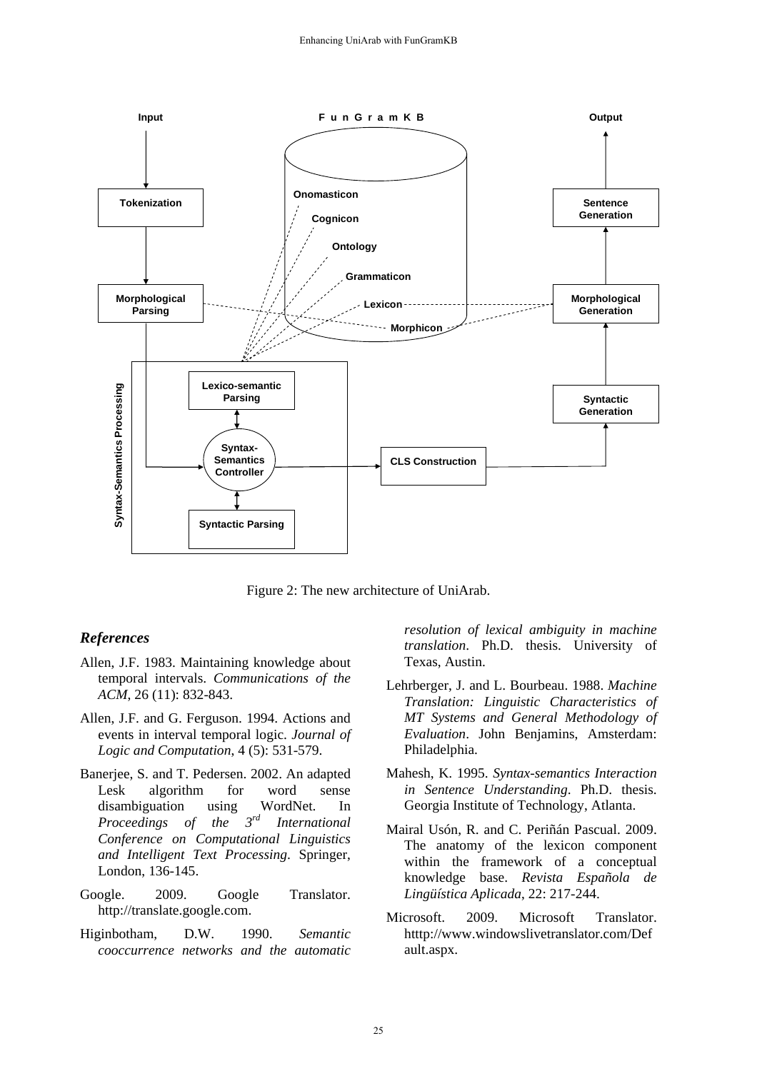Figure 2: The new architecture of UniArab.

## References

Allen, J.F. 1983. Maintaining knowledge about temporal intervals. *Communications of the ACM*, 26 (11): 832-843.

Allen, J.F. and G. Ferguson. 1994. Actions and events in interval temporal logic. *Journal of Logic and Computation*, 4 (5): 531-579.

Banerjee, S. and T. Pedersen. 2002. An adapted Lesk algorithm for word sense disambiguation using WordNet. In *Proceedings of the 3rd International Conference on Computational Linguistics and Intelligent Text Processing*. Springer, London, 136-145.

Google. 2009. Google Translator. http://translate.google.com.

Higinbotham, D.W. 1990. *Semantic cooccurrence networks and the automatic resolution of lexical ambiguity in machine translation*. Ph.D. thesis. University of Texas, Austin.

Lehrberger, J. and L. Bourbeau. 1988. *Machine Translation: Linguistic Characteristics of MT Systems and General Methodology of Evaluation*. John Benjamins, Amsterdam: Philadelphia.

Mahesh, K. 1995. *Syntax-semantics Interaction in Sentence Understanding*. Ph.D. thesis. Georgia Institute of Technology, Atlanta.

Mairal Usón, R. and C. Periñán Pascual. 2009. The anatomy of the lexicon component within the framework of a conceptual knowledge base. *Revista Española de Lingüística Aplicada*, 22: 217-244.

Microsoft. 2009. Microsoft Translator. htttp://www.windowslivetranslator.com/Default.aspx.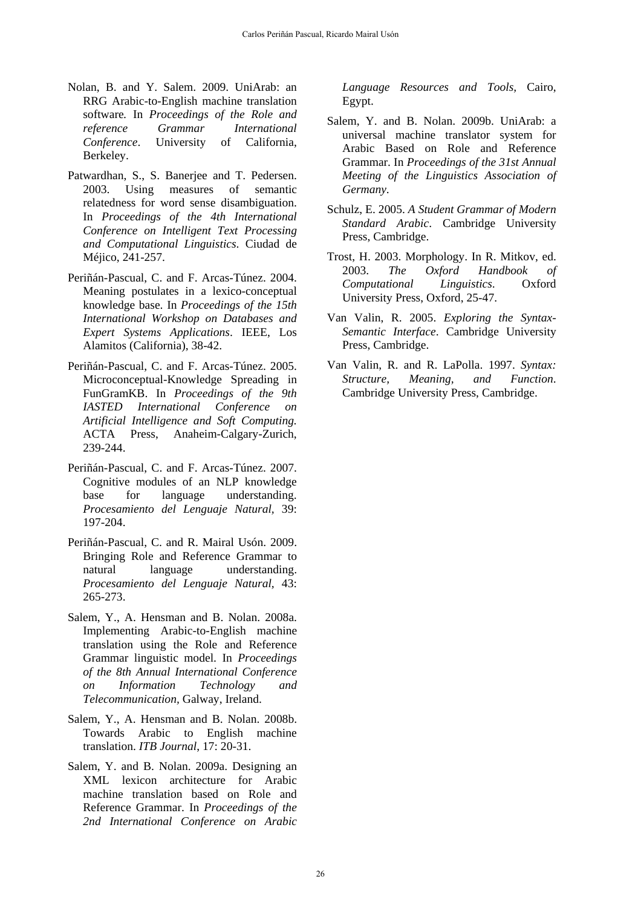Nolan, B. and Y. Salem. 2009. UniArab: an RRG Arabic-to-English machine translation software. In *Proceedings of the Role and reference Grammar International Conference*. University of California, Berkeley.

Patwardhan, S., S. Banerjee and T. Pedersen. 2003. Using measures of semantic relatedness for word sense disambiguation. In *Proceedings of the 4th International Conference on Intelligent Text Processing and Computational Linguistics*. Ciudad de Méjico, 241-257.

Periñán-Pascual, C. and F. Arcas-Túnez. 2004. Meaning postulates in a lexico-conceptual knowledge base. In *Proceedings of the 15th International Workshop on Databases and Expert Systems Applications*. IEEE, Los Alamitos (California), 38-42.

Periñán-Pascual, C. and F. Arcas-Túnez. 2005. Microconceptual-Knowledge Spreading in FunGramKB. In *Proceedings of the 9th IASTED International Conference on Artificial Intelligence and Soft Computing.* ACTA Press, Anaheim-Calgary-Zurich, 239-244.

Periñán-Pascual, C. and F. Arcas-Túnez. 2007. Cognitive modules of an NLP knowledge base for language understanding. *Procesamiento del Lenguaje Natural*, 39: 197-204.

Periñán-Pascual, C. and R. Mairal Usón. 2009. Bringing Role and Reference Grammar to natural language understanding. *Procesamiento del Lenguaje Natural*, 43: 265-273.

Salem, Y., A. Hensman and B. Nolan. 2008a. Implementing Arabic-to-English machine translation using the Role and Reference Grammar linguistic model. In *Proceedings of the 8th Annual International Conference on Information Technology and Telecommunication*, Galway, Ireland.

Salem, Y., A. Hensman and B. Nolan. 2008b. Towards Arabic to English machine translation. *ITB Journal*, 17: 20-31.

Salem, Y. and B. Nolan. 2009a. Designing an XML lexicon architecture for Arabic machine translation based on Role and Reference Grammar. In *Proceedings of the 2nd International Conference on Arabic Language Resources and Tools,* Cairo, Egypt.

Salem, Y. and B. Nolan. 2009b. UniArab: a universal machine translator system for Arabic Based on Role and Reference Grammar. In *Proceedings of the 31st Annual Meeting of the Linguistics Association of Germany*.

Schulz, E. 2005. *A Student Grammar of Modern Standard Arabic*. Cambridge University Press, Cambridge.

Trost, H. 2003. Morphology. In R. Mitkov, ed. 2003. *The Oxford Handbook of Computational Linguistics*. Oxford University Press, Oxford, 25-47.

Van Valin, R. 2005. *Exploring the Syntax-Semantic Interface*. Cambridge University Press, Cambridge.

Van Valin, R. and R. LaPolla. 1997. *Syntax: Structure, Meaning, and Function*. Cambridge University Press, Cambridge.